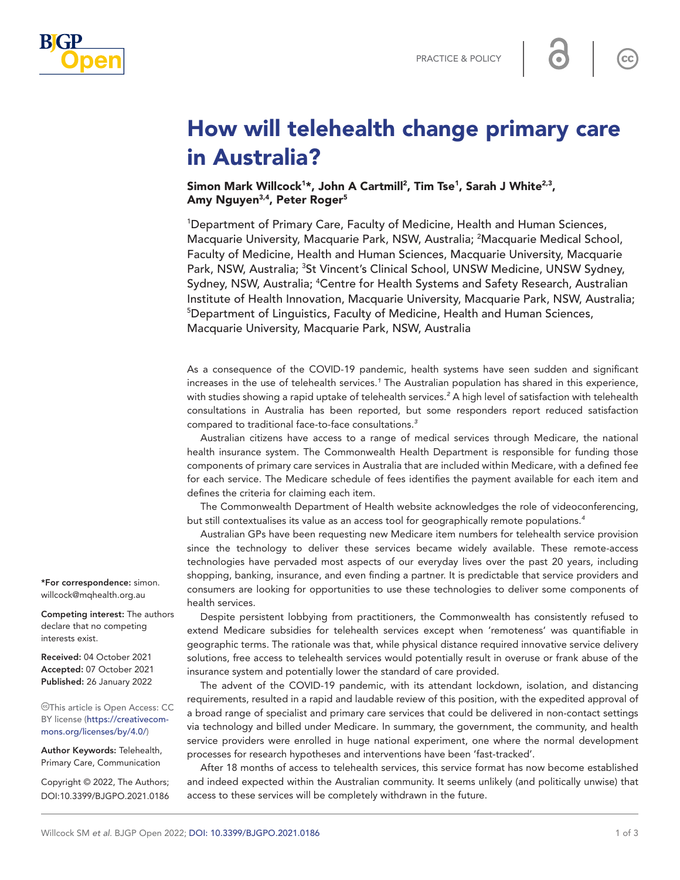PRACTICE & POLICY

# How will telehealth change primary care in Australia?

**Simon Mark Willcock[1]*, John A Cartmill[2], Tim Tse[1], Sarah J White[2,3], Amy Nguyen[3,4], Peter Roger[5]**

[1]Department of Primary Care, Faculty of Medicine, Health and Human Sciences, Macquarie University, Macquarie Park, NSW, Australia; [2]Macquarie Medical School, Faculty of Medicine, Health and Human Sciences, Macquarie University, Macquarie Park, NSW, Australia; [3]St Vincent's Clinical School, UNSW Medicine, UNSW Sydney, Sydney, NSW, Australia; [4]Centre for Health Systems and Safety Research, Australian Institute of Health Innovation, Macquarie University, Macquarie Park, NSW, Australia; [5]Department of Linguistics, Faculty of Medicine, Health and Human Sciences, Macquarie University, Macquarie Park, NSW, Australia

As a consequence of the COVID-19 pandemic, health systems have seen sudden and significant increases in the use of telehealth services.[1] The Australian population has shared in this experience, with studies showing a rapid uptake of telehealth services.[2] A high level of satisfaction with telehealth consultations in Australia has been reported, but some responders report reduced satisfaction compared to traditional face-to-face consultations.[3]

Australian citizens have access to a range of medical services through Medicare, the national health insurance system. The Commonwealth Health Department is responsible for funding those components of primary care services in Australia that are included within Medicare, with a defined fee for each service. The Medicare schedule of fees identifies the payment available for each item and defines the criteria for claiming each item.

The Commonwealth Department of Health website acknowledges the role of videoconferencing, but still contextualises its value as an access tool for geographically remote populations.[4]

Australian GPs have been requesting new Medicare item numbers for telehealth service provision since the technology to deliver these services became widely available. These remote-access technologies have pervaded most aspects of our everyday lives over the past 20 years, including shopping, banking, insurance, and even finding a partner. It is predictable that service providers and consumers are looking for opportunities to use these technologies to deliver some components of health services.

Despite persistent lobbying from practitioners, the Commonwealth has consistently refused to extend Medicare subsidies for telehealth services except when 'remoteness' was quantifiable in geographic terms. The rationale was that, while physical distance required innovative service delivery solutions, free access to telehealth services would potentially result in overuse or frank abuse of the insurance system and potentially lower the standard of care provided.

The advent of the COVID-19 pandemic, with its attendant lockdown, isolation, and distancing requirements, resulted in a rapid and laudable review of this position, with the expedited approval of a broad range of specialist and primary care services that could be delivered in non-contact settings via technology and billed under Medicare. In summary, the government, the community, and health service providers were enrolled in huge national experiment, one where the normal development processes for research hypotheses and interventions have been 'fast-tracked'.

After 18 months of access to telehealth services, this service format has now become established and indeed expected within the Australian community. It seems unlikely (and politically unwise) that access to these services will be completely withdrawn in the future.

**\*For correspondence:** simon.willcock@mqhealth.org.au

**Competing interest:** The authors declare that no competing interests exist.

**Received:** 04 October 2021
**Accepted:** 07 October 2021
**Published:** 26 January 2022

This article is Open Access: CC BY license (https://creativecommons.org/licenses/by/4.0/)

**Author Keywords:** Telehealth, Primary Care, Communication

Copyright © 2022, The Authors; DOI:10.3399/BJGPO.2021.0186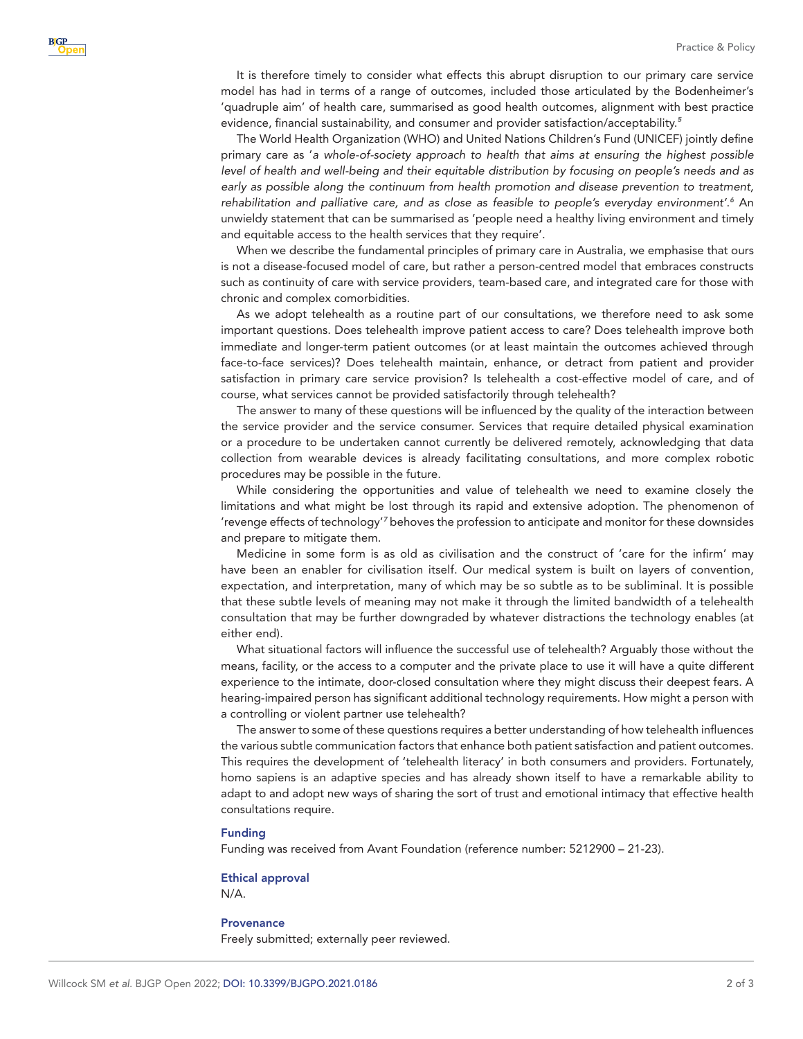It is therefore timely to consider what effects this abrupt disruption to our primary care service model has had in terms of a range of outcomes, included those articulated by the Bodenheimer's 'quadruple aim' of health care, summarised as good health outcomes, alignment with best practice evidence, financial sustainability, and consumer and provider satisfaction/acceptability.[5]

The World Health Organization (WHO) and United Nations Children's Fund (UNICEF) jointly define primary care as '*a whole-of-society approach to health that aims at ensuring the highest possible level of health and well-being and their equitable distribution by focusing on people's needs and as early as possible along the continuum from health promotion and disease prevention to treatment, rehabilitation and palliative care, and as close as feasible to people's everyday environment*'.[6] An unwieldy statement that can be summarised as 'people need a healthy living environment and timely and equitable access to the health services that they require'.

When we describe the fundamental principles of primary care in Australia, we emphasise that ours is not a disease-focused model of care, but rather a person-centred model that embraces constructs such as continuity of care with service providers, team-based care, and integrated care for those with chronic and complex comorbidities.

As we adopt telehealth as a routine part of our consultations, we therefore need to ask some important questions. Does telehealth improve patient access to care? Does telehealth improve both immediate and longer-term patient outcomes (or at least maintain the outcomes achieved through face-to-face services)? Does telehealth maintain, enhance, or detract from patient and provider satisfaction in primary care service provision? Is telehealth a cost-effective model of care, and of course, what services cannot be provided satisfactorily through telehealth?

The answer to many of these questions will be influenced by the quality of the interaction between the service provider and the service consumer. Services that require detailed physical examination or a procedure to be undertaken cannot currently be delivered remotely, acknowledging that data collection from wearable devices is already facilitating consultations, and more complex robotic procedures may be possible in the future.

While considering the opportunities and value of telehealth we need to examine closely the limitations and what might be lost through its rapid and extensive adoption. The phenomenon of 'revenge effects of technology'[7] behoves the profession to anticipate and monitor for these downsides and prepare to mitigate them.

Medicine in some form is as old as civilisation and the construct of 'care for the infirm' may have been an enabler for civilisation itself. Our medical system is built on layers of convention, expectation, and interpretation, many of which may be so subtle as to be subliminal. It is possible that these subtle levels of meaning may not make it through the limited bandwidth of a telehealth consultation that may be further downgraded by whatever distractions the technology enables (at either end).

What situational factors will influence the successful use of telehealth? Arguably those without the means, facility, or the access to a computer and the private place to use it will have a quite different experience to the intimate, door-closed consultation where they might discuss their deepest fears. A hearing-impaired person has significant additional technology requirements. How might a person with a controlling or violent partner use telehealth?

The answer to some of these questions requires a better understanding of how telehealth influences the various subtle communication factors that enhance both patient satisfaction and patient outcomes. This requires the development of 'telehealth literacy' in both consumers and providers. Fortunately, homo sapiens is an adaptive species and has already shown itself to have a remarkable ability to adapt to and adopt new ways of sharing the sort of trust and emotional intimacy that effective health consultations require.

### Funding

Funding was received from Avant Foundation (reference number: 5212900 – 21-23).

### Ethical approval

N/A.

### Provenance

Freely submitted; externally peer reviewed.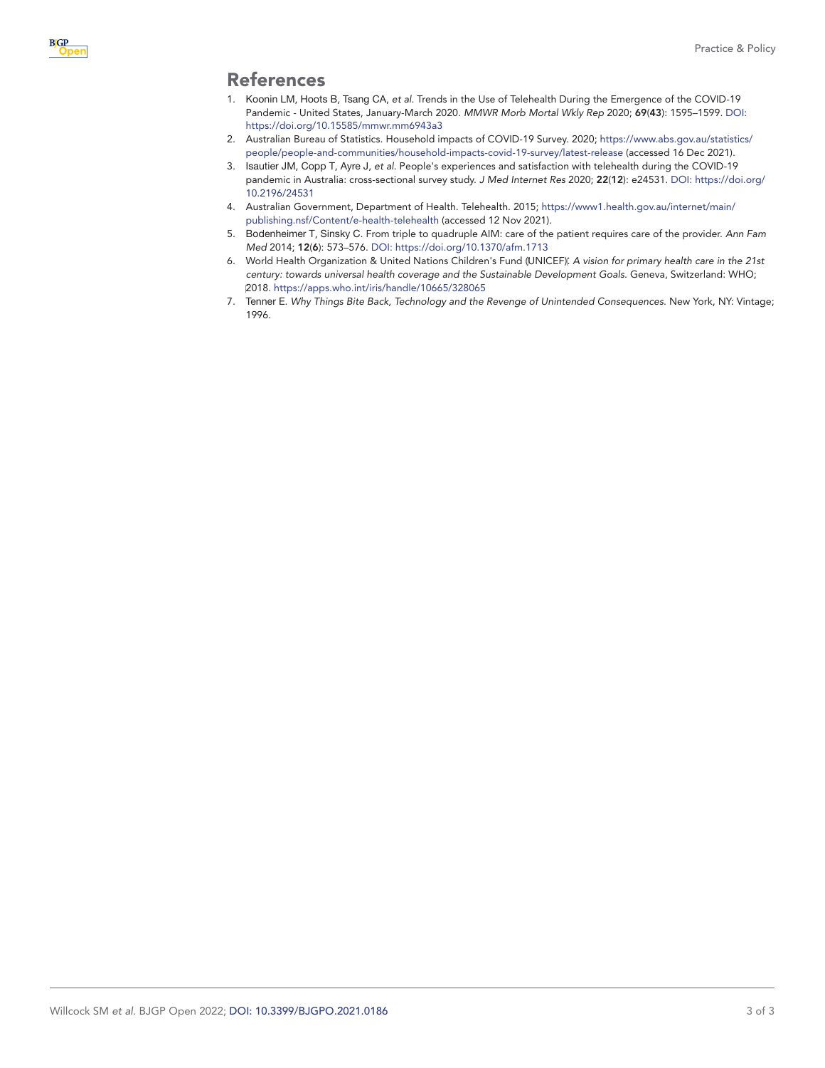## References

1. Koonin LM, Hoots B, Tsang CA, *et al*. Trends in the Use of Telehealth During the Emergence of the COVID-19 Pandemic - United States, January-March 2020. *MMWR Morb Mortal Wkly Rep* 2020; **69**(**43**): 1595–1599. DOI: https://doi.org/10.15585/mmwr.mm6943a3
2. Australian Bureau of Statistics. Household impacts of COVID-19 Survey. 2020; https://www.abs.gov.au/statistics/people/people-and-communities/household-impacts-covid-19-survey/latest-release (accessed 16 Dec 2021).
3. Isautier JM, Copp T, Ayre J, *et al*. People's experiences and satisfaction with telehealth during the COVID-19 pandemic in Australia: cross-sectional survey study. *J Med Internet Res* 2020; **22**(**12**): e24531. DOI: https://doi.org/10.2196/24531
4. Australian Government, Department of Health. Telehealth. 2015; https://www1.health.gov.au/internet/main/publishing.nsf/Content/e-health-telehealth (accessed 12 Nov 2021).
5. Bodenheimer T, Sinsky C. From triple to quadruple AIM: care of the patient requires care of the provider. *Ann Fam Med* 2014; **12**(**6**): 573–576. DOI: https://doi.org/10.1370/afm.1713
6. World Health Organization & United Nations Children's Fund (UNICEF): *A vision for primary health care in the 21st century: towards universal health coverage and the Sustainable Development Goals*. Geneva, Switzerland: WHO; 2018. https://apps.who.int/iris/handle/10665/328065
7. Tenner E. *Why Things Bite Back, Technology and the Revenge of Unintended Consequences*. New York, NY: Vintage; 1996.